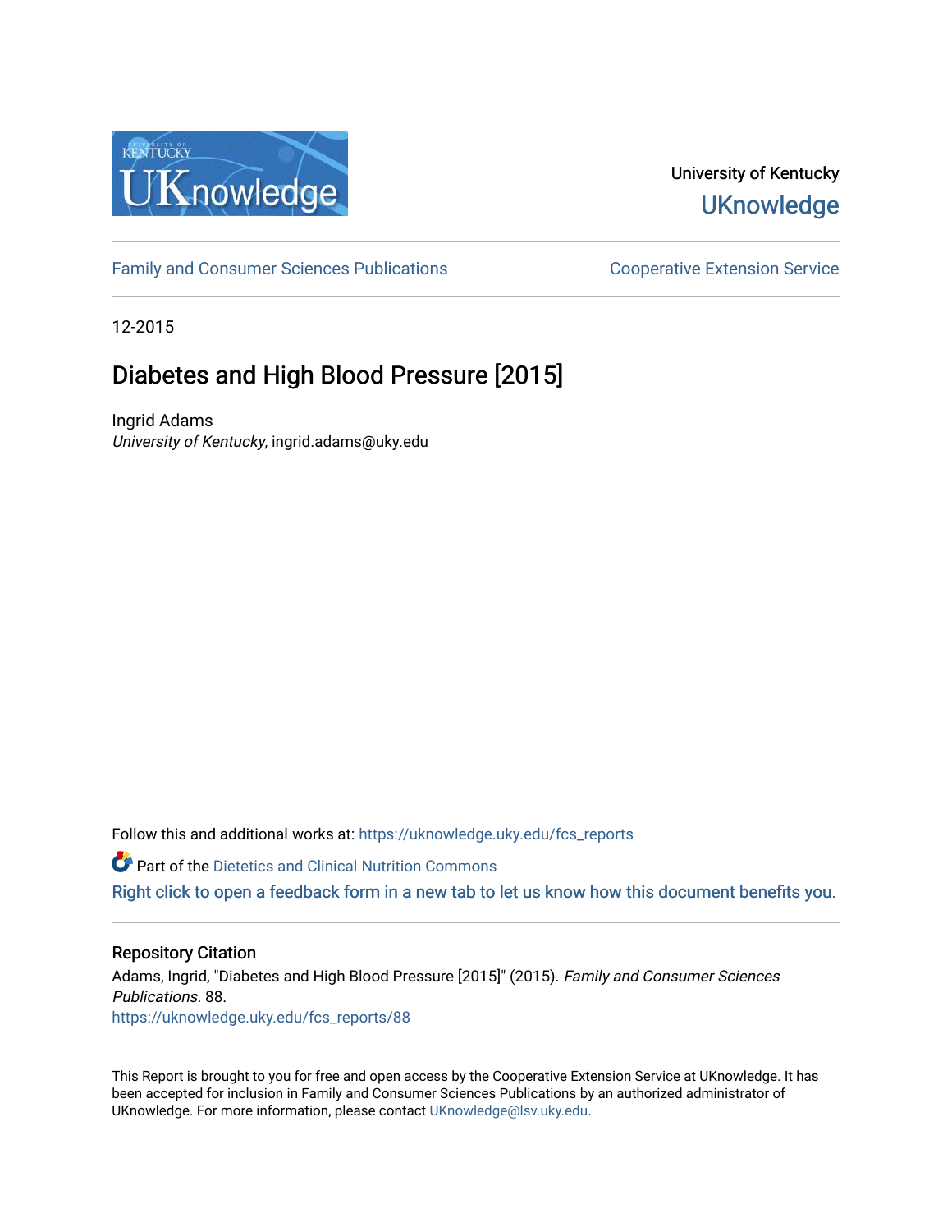University of Kentucky

UKnowledge

Family and Consumer Sciences Publications

Cooperative Extension Service

12-2015

# Diabetes and High Blood Pressure [2015]

Ingrid Adams
*University of Kentucky*, ingrid.adams@uky.edu

Follow this and additional works at: https://uknowledge.uky.edu/fcs_reports

Part of the Dietetics and Clinical Nutrition Commons

Right click to open a feedback form in a new tab to let us know how this document benefits you.

## Repository Citation

Adams, Ingrid, "Diabetes and High Blood Pressure [2015]" (2015). *Family and Consumer Sciences Publications*. 88.
https://uknowledge.uky.edu/fcs_reports/88

This Report is brought to you for free and open access by the Cooperative Extension Service at UKnowledge. It has been accepted for inclusion in Family and Consumer Sciences Publications by an authorized administrator of UKnowledge. For more information, please contact UKnowledge@lsv.uky.edu.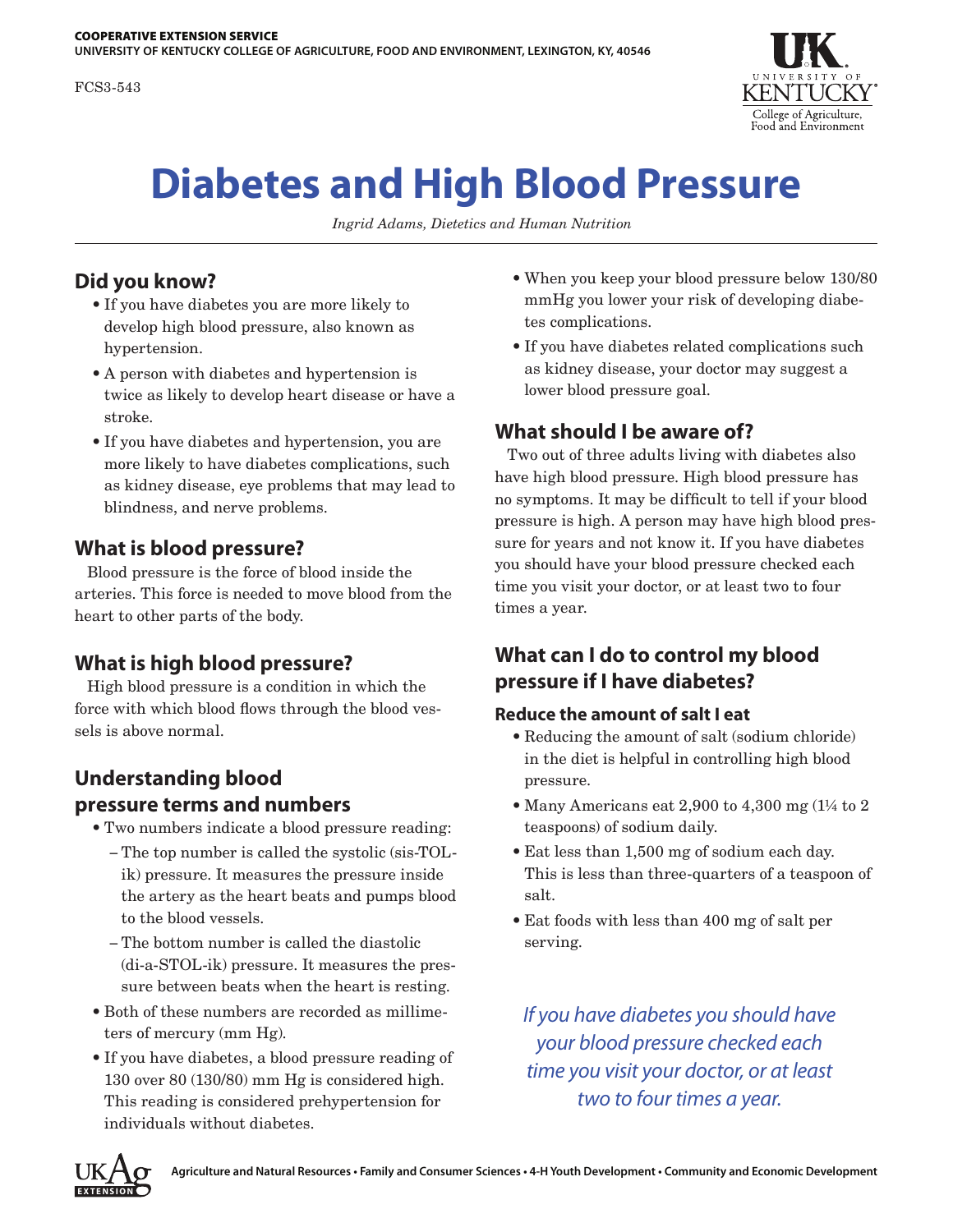COOPERATIVE EXTENSION SERVICE
UNIVERSITY OF KENTUCKY COLLEGE OF AGRICULTURE, FOOD AND ENVIRONMENT, LEXINGTON, KY, 40546

FCS3-543

# Diabetes and High Blood Pressure

*Ingrid Adams, Dietetics and Human Nutrition*

## Did you know?

- If you have diabetes you are more likely to develop high blood pressure, also known as hypertension.
- A person with diabetes and hypertension is twice as likely to develop heart disease or have a stroke.
- If you have diabetes and hypertension, you are more likely to have diabetes complications, such as kidney disease, eye problems that may lead to blindness, and nerve problems.

## What is blood pressure?

Blood pressure is the force of blood inside the arteries. This force is needed to move blood from the heart to other parts of the body.

## What is high blood pressure?

High blood pressure is a condition in which the force with which blood flows through the blood vessels is above normal.

## Understanding blood pressure terms and numbers

- Two numbers indicate a blood pressure reading:
  - The top number is called the systolic (sis-TOL-ik) pressure. It measures the pressure inside the artery as the heart beats and pumps blood to the blood vessels.
  - The bottom number is called the diastolic (di-a-STOL-ik) pressure. It measures the pressure between beats when the heart is resting.
- Both of these numbers are recorded as millimeters of mercury (mm Hg).
- If you have diabetes, a blood pressure reading of 130 over 80 (130/80) mm Hg is considered high. This reading is considered prehypertension for individuals without diabetes.
- When you keep your blood pressure below 130/80 mmHg you lower your risk of developing diabetes complications.
- If you have diabetes related complications such as kidney disease, your doctor may suggest a lower blood pressure goal.

## What should I be aware of?

Two out of three adults living with diabetes also have high blood pressure. High blood pressure has no symptoms. It may be difficult to tell if your blood pressure is high. A person may have high blood pressure for years and not know it. If you have diabetes you should have your blood pressure checked each time you visit your doctor, or at least two to four times a year.

## What can I do to control my blood pressure if I have diabetes?

### Reduce the amount of salt I eat

- Reducing the amount of salt (sodium chloride) in the diet is helpful in controlling high blood pressure.
- Many Americans eat 2,900 to 4,300 mg (1¼ to 2 teaspoons) of sodium daily.
- Eat less than 1,500 mg of sodium each day. This is less than three-quarters of a teaspoon of salt.
- Eat foods with less than 400 mg of salt per serving.

*If you have diabetes you should have your blood pressure checked each time you visit your doctor, or at least two to four times a year.*

Agriculture and Natural Resources • Family and Consumer Sciences • 4-H Youth Development • Community and Economic Development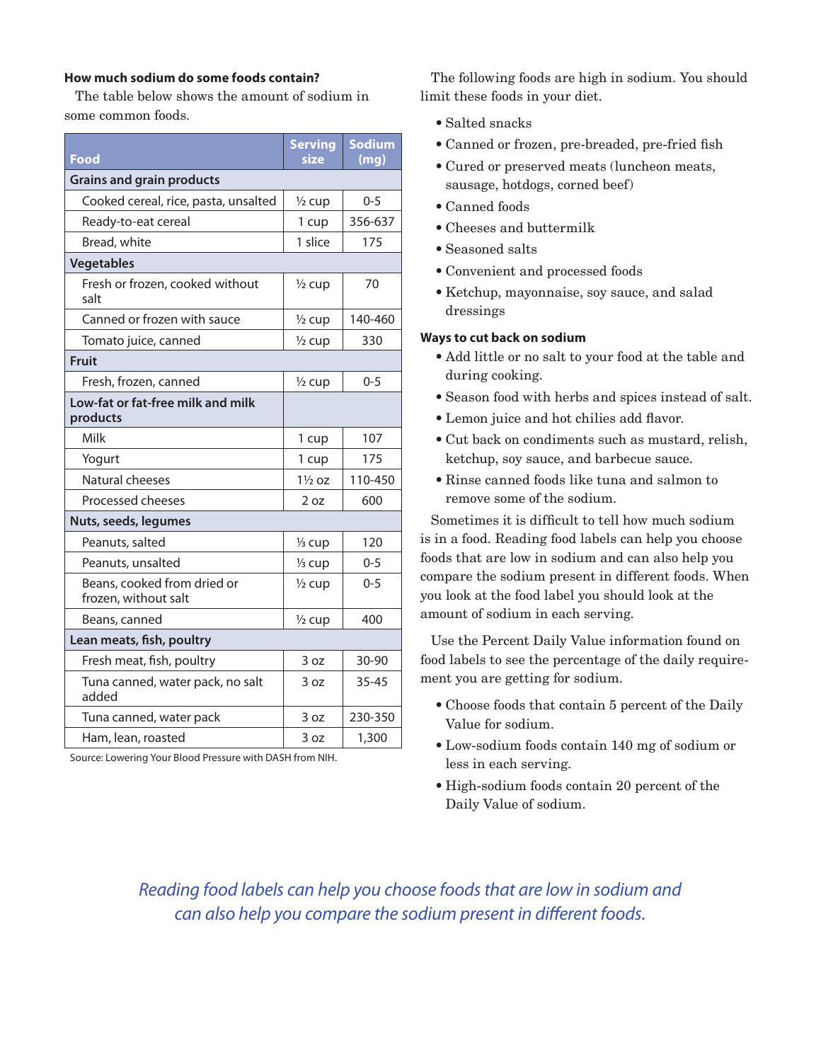### How much sodium do some foods contain?

The table below shows the amount of sodium in some common foods.

| Food | Serving size | Sodium (mg) |
|---|---|---|
| **Grains and grain products** | | |
| Cooked cereal, rice, pasta, unsalted | ½ cup | 0-5 |
| Ready-to-eat cereal | 1 cup | 356-637 |
| Bread, white | 1 slice | 175 |
| **Vegetables** | | |
| Fresh or frozen, cooked without salt | ½ cup | 70 |
| Canned or frozen with sauce | ½ cup | 140-460 |
| Tomato juice, canned | ½ cup | 330 |
| **Fruit** | | |
| Fresh, frozen, canned | ½ cup | 0-5 |
| **Low-fat or fat-free milk and milk products** | | |
| Milk | 1 cup | 107 |
| Yogurt | 1 cup | 175 |
| Natural cheeses | 1½ oz | 110-450 |
| Processed cheeses | 2 oz | 600 |
| **Nuts, seeds, legumes** | | |
| Peanuts, salted | ⅓ cup | 120 |
| Peanuts, unsalted | ⅓ cup | 0-5 |
| Beans, cooked from dried or frozen, without salt | ½ cup | 0-5 |
| Beans, canned | ½ cup | 400 |
| **Lean meats, fish, poultry** | | |
| Fresh meat, fish, poultry | 3 oz | 30-90 |
| Tuna canned, water pack, no salt added | 3 oz | 35-45 |
| Tuna canned, water pack | 3 oz | 230-350 |
| Ham, lean, roasted | 3 oz | 1,300 |

Source: Lowering Your Blood Pressure with DASH from NIH.

The following foods are high in sodium. You should limit these foods in your diet.

- Salted snacks
- Canned or frozen, pre-breaded, pre-fried fish
- Cured or preserved meats (luncheon meats, sausage, hotdogs, corned beef)
- Canned foods
- Cheeses and buttermilk
- Seasoned salts
- Convenient and processed foods
- Ketchup, mayonnaise, soy sauce, and salad dressings

### Ways to cut back on sodium

- Add little or no salt to your food at the table and during cooking.
- Season food with herbs and spices instead of salt.
- Lemon juice and hot chilies add flavor.
- Cut back on condiments such as mustard, relish, ketchup, soy sauce, and barbecue sauce.
- Rinse canned foods like tuna and salmon to remove some of the sodium.

Sometimes it is difficult to tell how much sodium is in a food. Reading food labels can help you choose foods that are low in sodium and can also help you compare the sodium present in different foods. When you look at the food label you should look at the amount of sodium in each serving.

Use the Percent Daily Value information found on food labels to see the percentage of the daily requirement you are getting for sodium.

- Choose foods that contain 5 percent of the Daily Value for sodium.
- Low-sodium foods contain 140 mg of sodium or less in each serving.
- High-sodium foods contain 20 percent of the Daily Value of sodium.

*Reading food labels can help you choose foods that are low in sodium and can also help you compare the sodium present in different foods.*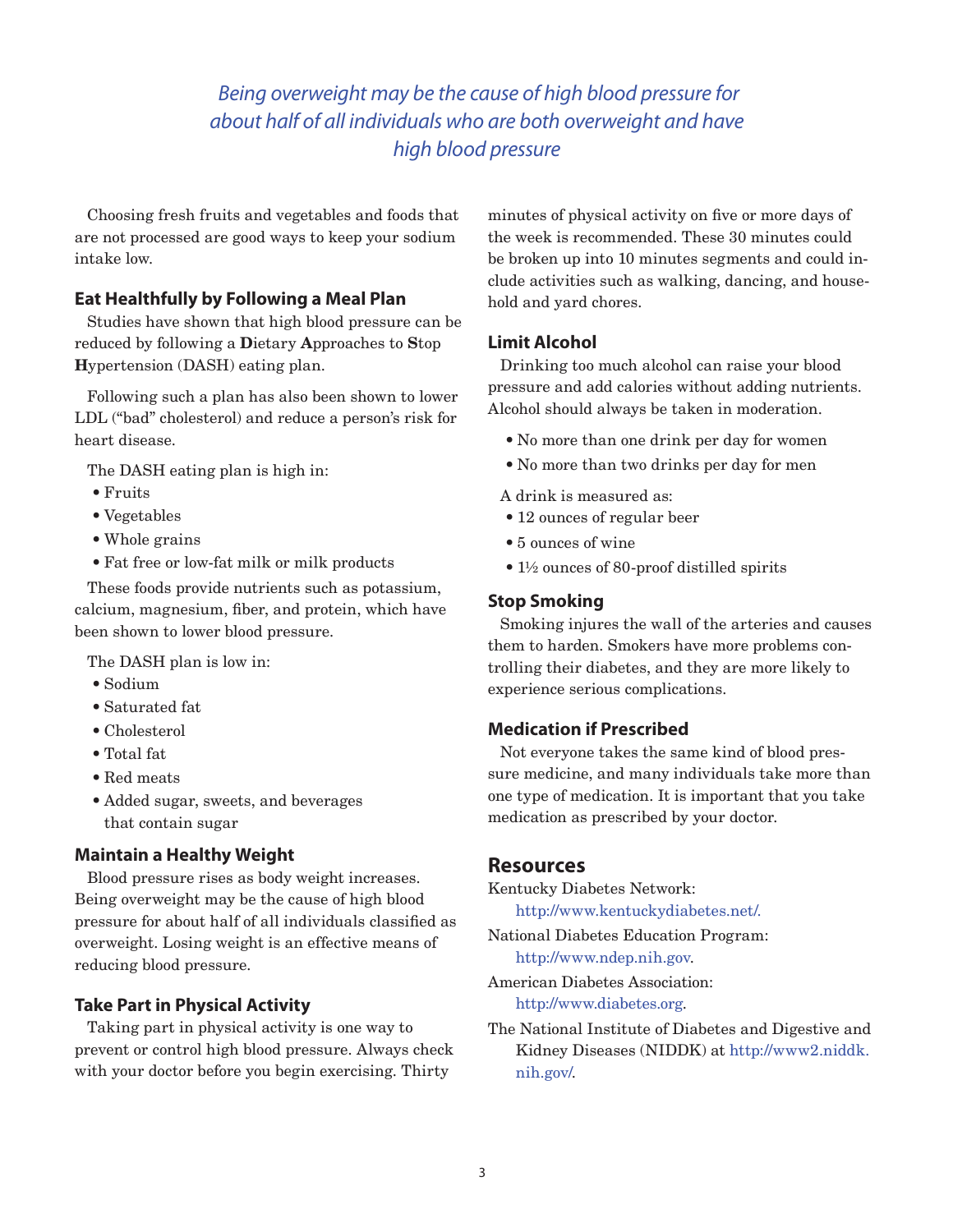*Being overweight may be the cause of high blood pressure for about half of all individuals who are both overweight and have high blood pressure*

Choosing fresh fruits and vegetables and foods that are not processed are good ways to keep your sodium intake low.

### Eat Healthfully by Following a Meal Plan

Studies have shown that high blood pressure can be reduced by following a **D**ietary **A**pproaches to **S**top **H**ypertension (DASH) eating plan.

Following such a plan has also been shown to lower LDL ("bad" cholesterol) and reduce a person's risk for heart disease.

The DASH eating plan is high in:

- Fruits
- Vegetables
- Whole grains
- Fat free or low-fat milk or milk products

These foods provide nutrients such as potassium, calcium, magnesium, fiber, and protein, which have been shown to lower blood pressure.

The DASH plan is low in:

- Sodium
- Saturated fat
- Cholesterol
- Total fat
- Red meats
- Added sugar, sweets, and beverages that contain sugar

### Maintain a Healthy Weight

Blood pressure rises as body weight increases. Being overweight may be the cause of high blood pressure for about half of all individuals classified as overweight. Losing weight is an effective means of reducing blood pressure.

### Take Part in Physical Activity

Taking part in physical activity is one way to prevent or control high blood pressure. Always check with your doctor before you begin exercising. Thirty minutes of physical activity on five or more days of the week is recommended. These 30 minutes could be broken up into 10 minutes segments and could include activities such as walking, dancing, and household and yard chores.

### Limit Alcohol

Drinking too much alcohol can raise your blood pressure and add calories without adding nutrients. Alcohol should always be taken in moderation.

- No more than one drink per day for women
- No more than two drinks per day for men

A drink is measured as:

- 12 ounces of regular beer
- 5 ounces of wine
- 1½ ounces of 80-proof distilled spirits

### Stop Smoking

Smoking injures the wall of the arteries and causes them to harden. Smokers have more problems controlling their diabetes, and they are more likely to experience serious complications.

### Medication if Prescribed

Not everyone takes the same kind of blood pressure medicine, and many individuals take more than one type of medication. It is important that you take medication as prescribed by your doctor.

## Resources

Kentucky Diabetes Network: http://www.kentuckydiabetes.net/.

National Diabetes Education Program: http://www.ndep.nih.gov.

American Diabetes Association: http://www.diabetes.org.

The National Institute of Diabetes and Digestive and Kidney Diseases (NIDDK) at http://www2.niddk.nih.gov/.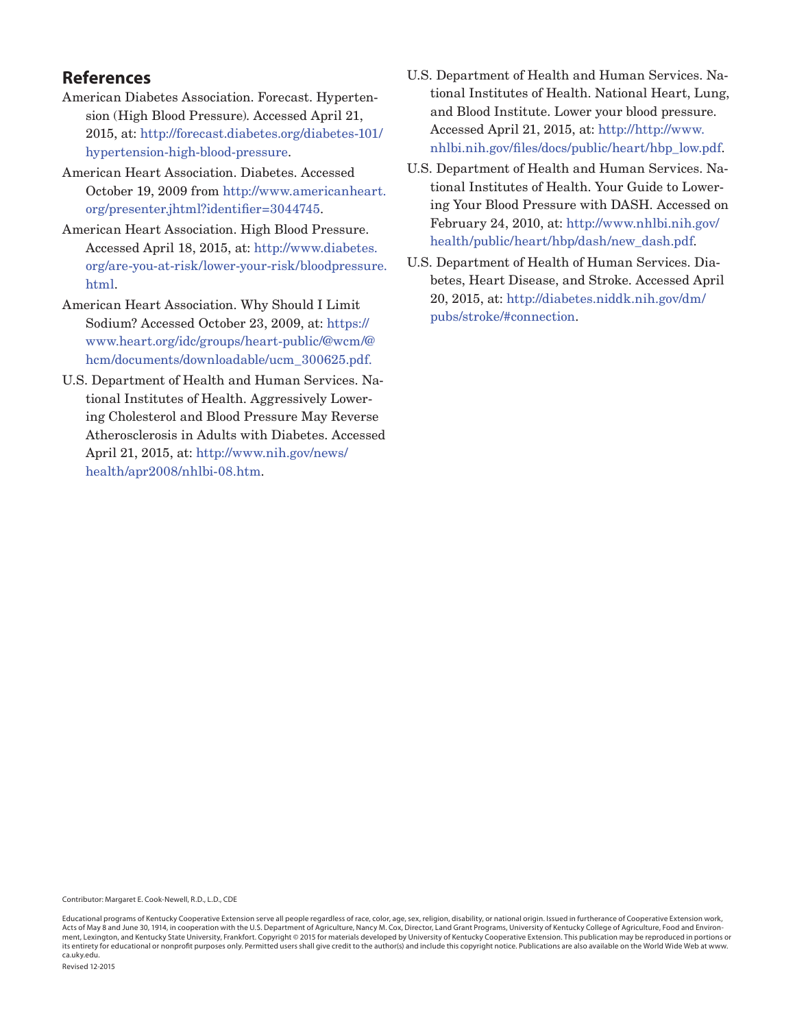## References

American Diabetes Association. Forecast. Hypertension (High Blood Pressure). Accessed April 21, 2015, at: http://forecast.diabetes.org/diabetes-101/hypertension-high-blood-pressure.

American Heart Association. Diabetes. Accessed October 19, 2009 from http://www.americanheart.org/presenter.jhtml?identifier=3044745.

American Heart Association. High Blood Pressure. Accessed April 18, 2015, at: http://www.diabetes.org/are-you-at-risk/lower-your-risk/bloodpressure.html.

American Heart Association. Why Should I Limit Sodium? Accessed October 23, 2009, at: https://www.heart.org/idc/groups/heart-public/@wcm/@hcm/documents/downloadable/ucm_300625.pdf.

U.S. Department of Health and Human Services. National Institutes of Health. Aggressively Lowering Cholesterol and Blood Pressure May Reverse Atherosclerosis in Adults with Diabetes. Accessed April 21, 2015, at: http://www.nih.gov/news/health/apr2008/nhlbi-08.htm.

U.S. Department of Health and Human Services. National Institutes of Health. National Heart, Lung, and Blood Institute. Lower your blood pressure. Accessed April 21, 2015, at: http://http://www.nhlbi.nih.gov/files/docs/public/heart/hbp_low.pdf.

U.S. Department of Health and Human Services. National Institutes of Health. Your Guide to Lowering Your Blood Pressure with DASH. Accessed on February 24, 2010, at: http://www.nhlbi.nih.gov/health/public/heart/hbp/dash/new_dash.pdf.

U.S. Department of Health of Human Services. Diabetes, Heart Disease, and Stroke. Accessed April 20, 2015, at: http://diabetes.niddk.nih.gov/dm/pubs/stroke/#connection.

Contributor: Margaret E. Cook-Newell, R.D., L.D., CDE

Educational programs of Kentucky Cooperative Extension serve all people regardless of race, color, age, sex, religion, disability, or national origin. Issued in furtherance of Cooperative Extension work, Acts of May 8 and June 30, 1914, in cooperation with the U.S. Department of Agriculture, Nancy M. Cox, Director, Land Grant Programs, University of Kentucky College of Agriculture, Food and Environment, Lexington, and Kentucky State University, Frankfort. Copyright © 2015 for materials developed by University of Kentucky Cooperative Extension. This publication may be reproduced in portions or its entirety for educational or nonprofit purposes only. Permitted users shall give credit to the author(s) and include this copyright notice. Publications are also available on the World Wide Web at www.ca.uky.edu.

Revised 12-2015